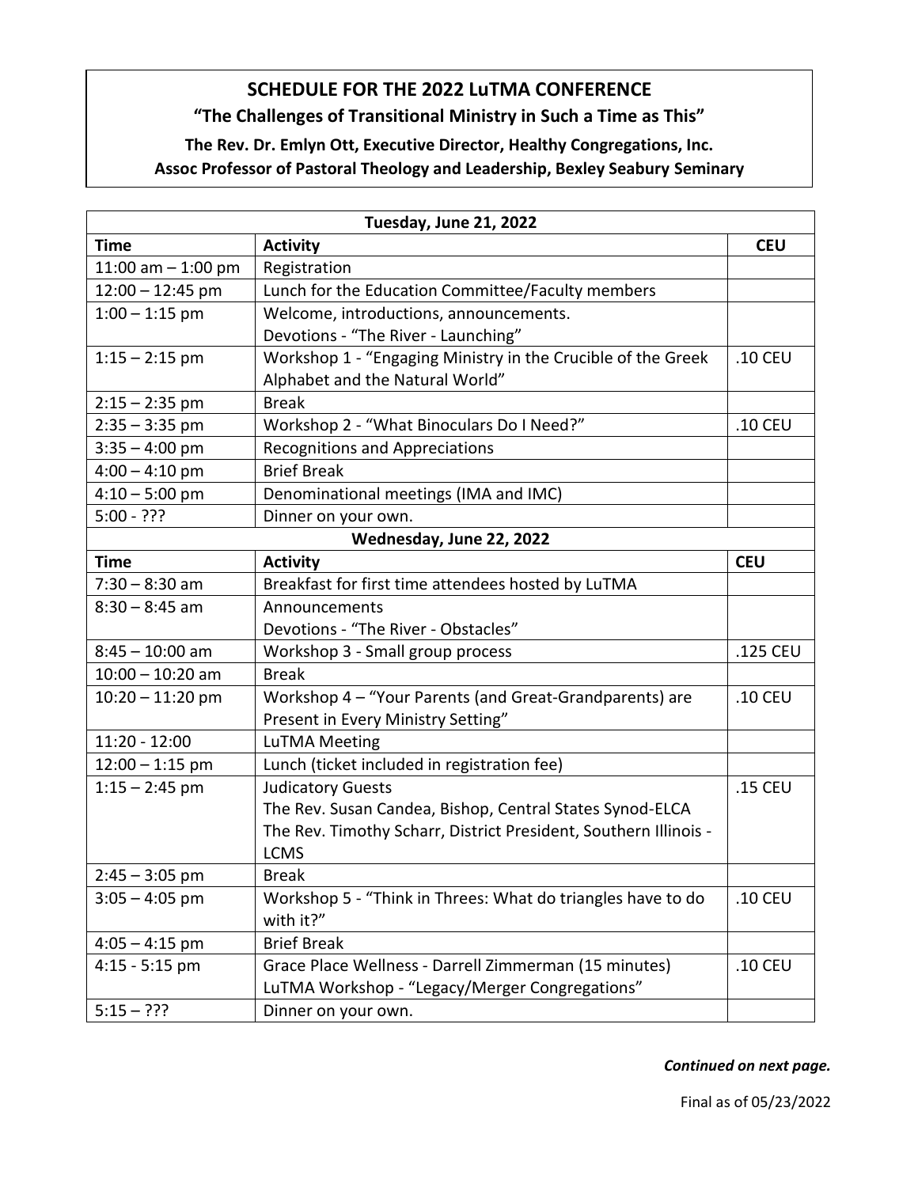# SCHEDULE FOR THE 2022 LuTMA CONFERENCE

## "The Challenges of Transitional Ministry in Such a Time as This"

**The Rev. Dr. Emlyn Ott, Executive Director, Healthy Congregations, Inc.**
**Assoc Professor of Pastoral Theology and Leadership, Bexley Seabury Seminary**

| **Tuesday, June 21, 2022** | | |
|---|---|---|
| **Time** | **Activity** | **CEU** |
| 11:00 am – 1:00 pm | Registration | |
| 12:00 – 12:45 pm | Lunch for the Education Committee/Faculty members | |
| 1:00 – 1:15 pm | Welcome, introductions, announcements.<br>Devotions - "The River - Launching" | |
| 1:15 – 2:15 pm | Workshop 1 - "Engaging Ministry in the Crucible of the Greek Alphabet and the Natural World" | .10 CEU |
| 2:15 – 2:35 pm | Break | |
| 2:35 – 3:35 pm | Workshop 2 - "What Binoculars Do I Need?" | .10 CEU |
| 3:35 – 4:00 pm | Recognitions and Appreciations | |
| 4:00 – 4:10 pm | Brief Break | |
| 4:10 – 5:00 pm | Denominational meetings (IMA and IMC) | |
| 5:00 - ??? | Dinner on your own. | |
| **Wednesday, June 22, 2022** | | |
| **Time** | **Activity** | **CEU** |
| 7:30 – 8:30 am | Breakfast for first time attendees hosted by LuTMA | |
| 8:30 – 8:45 am | Announcements<br>Devotions - "The River - Obstacles" | |
| 8:45 – 10:00 am | Workshop 3 - Small group process | .125 CEU |
| 10:00 – 10:20 am | Break | |
| 10:20 – 11:20 pm | Workshop 4 – "Your Parents (and Great-Grandparents) are Present in Every Ministry Setting" | .10 CEU |
| 11:20 - 12:00 | LuTMA Meeting | |
| 12:00 – 1:15 pm | Lunch (ticket included in registration fee) | |
| 1:15 – 2:45 pm | Judicatory Guests<br>The Rev. Susan Candea, Bishop, Central States Synod-ELCA<br>The Rev. Timothy Scharr, District President, Southern Illinois - LCMS | .15 CEU |
| 2:45 – 3:05 pm | Break | |
| 3:05 – 4:05 pm | Workshop 5 - "Think in Threes: What do triangles have to do with it?" | .10 CEU |
| 4:05 – 4:15 pm | Brief Break | |
| 4:15 - 5:15 pm | Grace Place Wellness - Darrell Zimmerman (15 minutes)<br>LuTMA Workshop - "Legacy/Merger Congregations" | .10 CEU |
| 5:15 – ??? | Dinner on your own. | |

***Continued on next page.***

Final as of 05/23/2022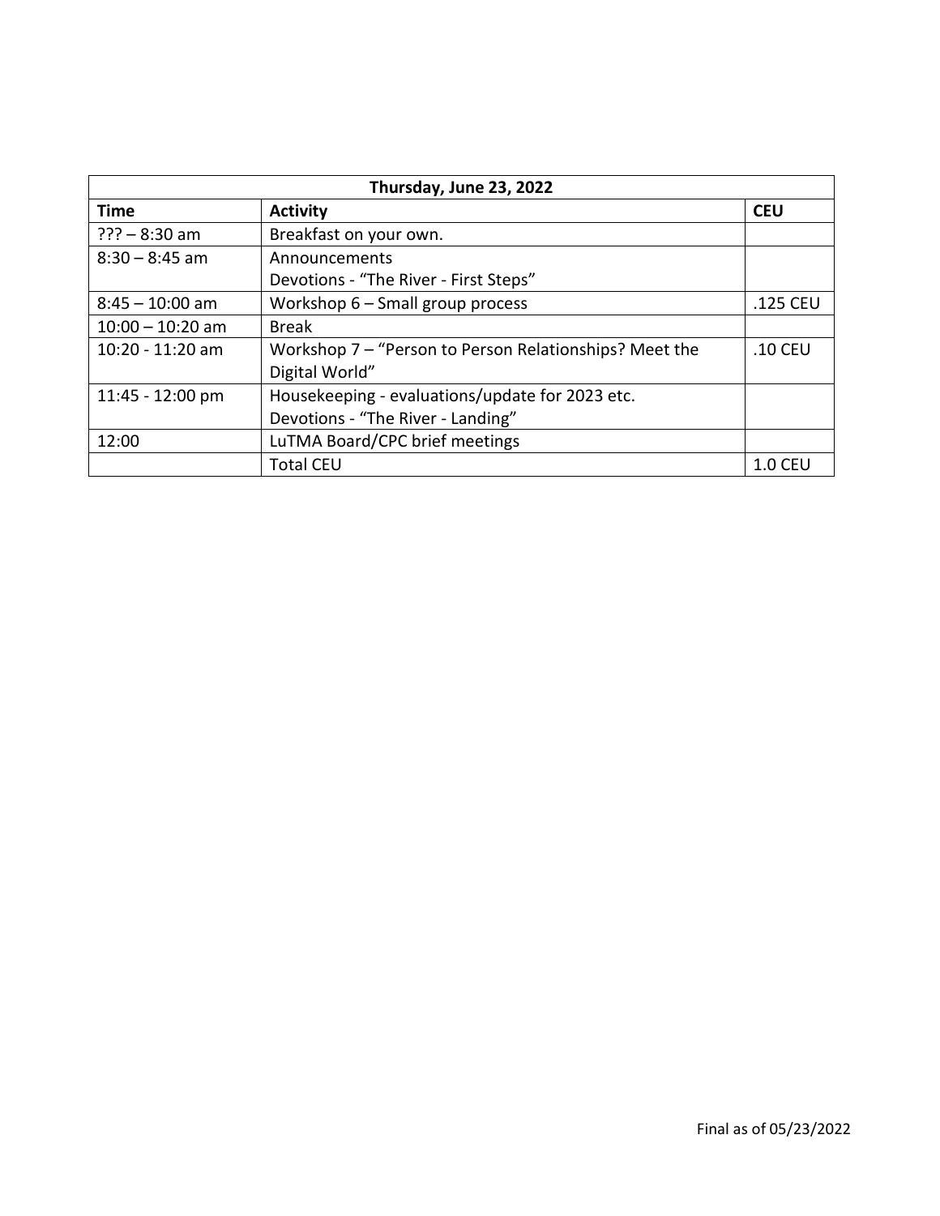| Thursday, June 23, 2022 | | |
|---|---|---|
| **Time** | **Activity** | **CEU** |
| ??? – 8:30 am | Breakfast on your own. | |
| 8:30 – 8:45 am | Announcements<br>Devotions - "The River - First Steps" | |
| 8:45 – 10:00 am | Workshop 6 – Small group process | .125 CEU |
| 10:00 – 10:20 am | Break | |
| 10:20 - 11:20 am | Workshop 7 – "Person to Person Relationships? Meet the Digital World" | .10 CEU |
| 11:45 - 12:00 pm | Housekeeping - evaluations/update for 2023 etc.<br>Devotions - "The River - Landing" | |
| 12:00 | LuTMA Board/CPC brief meetings | |
| | Total CEU | 1.0 CEU |

Final as of 05/23/2022